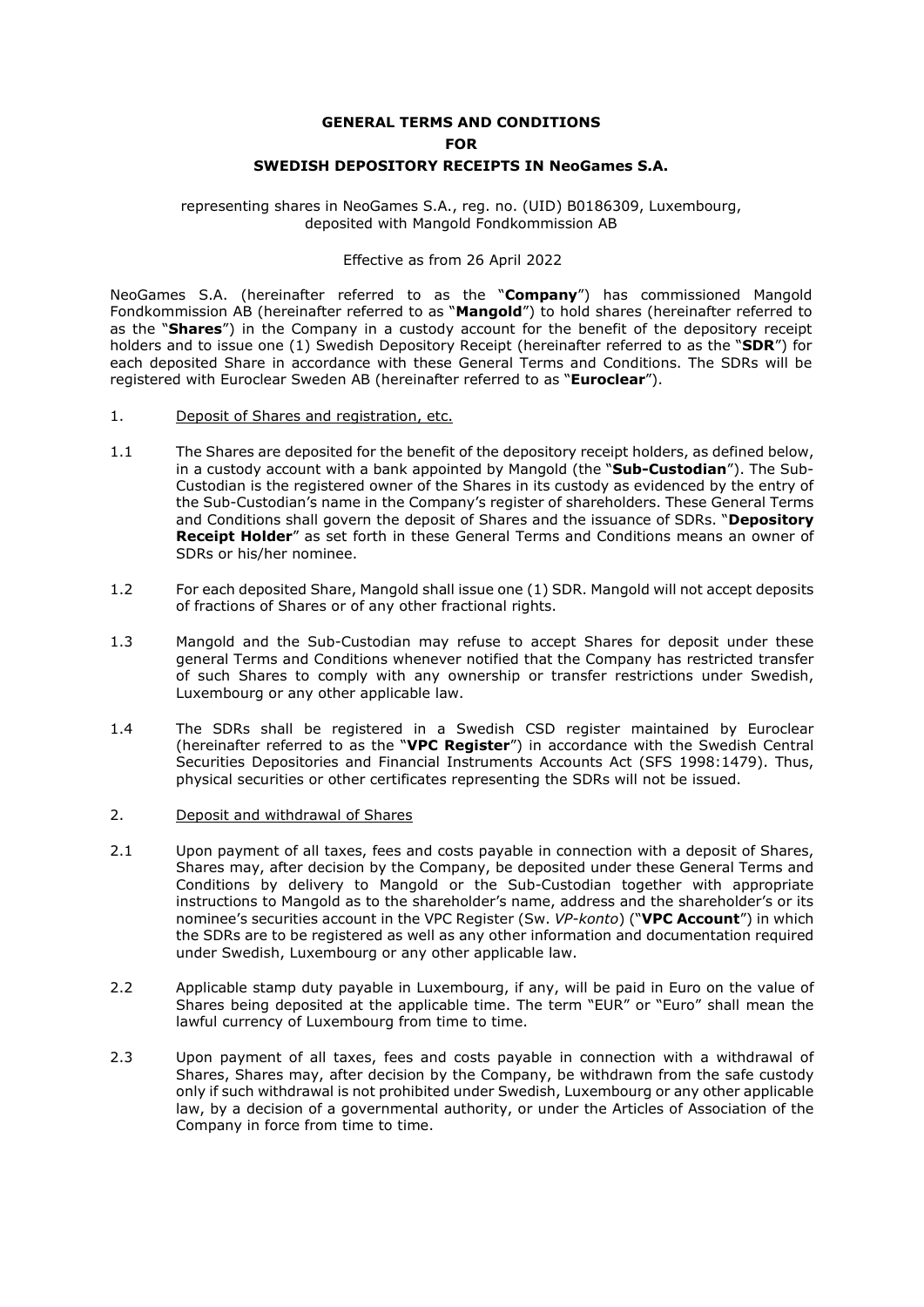# GENERAL TERMS AND CONDITIONS
# FOR
# SWEDISH DEPOSITORY RECEIPTS IN NeoGames S.A.

representing shares in NeoGames S.A., reg. no. (UID) B0186309, Luxembourg, deposited with Mangold Fondkommission AB

Effective as from 26 April 2022

NeoGames S.A. (hereinafter referred to as the "**Company**") has commissioned Mangold Fondkommission AB (hereinafter referred to as "**Mangold**") to hold shares (hereinafter referred to as the "**Shares**") in the Company in a custody account for the benefit of the depository receipt holders and to issue one (1) Swedish Depository Receipt (hereinafter referred to as the "**SDR**") for each deposited Share in accordance with these General Terms and Conditions. The SDRs will be registered with Euroclear Sweden AB (hereinafter referred to as "**Euroclear**").

1. Deposit of Shares and registration, etc.

1.1 The Shares are deposited for the benefit of the depository receipt holders, as defined below, in a custody account with a bank appointed by Mangold (the "**Sub-Custodian**"). The Sub-Custodian is the registered owner of the Shares in its custody as evidenced by the entry of the Sub-Custodian's name in the Company's register of shareholders. These General Terms and Conditions shall govern the deposit of Shares and the issuance of SDRs. "**Depository Receipt Holder**" as set forth in these General Terms and Conditions means an owner of SDRs or his/her nominee.

1.2 For each deposited Share, Mangold shall issue one (1) SDR. Mangold will not accept deposits of fractions of Shares or of any other fractional rights.

1.3 Mangold and the Sub-Custodian may refuse to accept Shares for deposit under these general Terms and Conditions whenever notified that the Company has restricted transfer of such Shares to comply with any ownership or transfer restrictions under Swedish, Luxembourg or any other applicable law.

1.4 The SDRs shall be registered in a Swedish CSD register maintained by Euroclear (hereinafter referred to as the "**VPC Register**") in accordance with the Swedish Central Securities Depositories and Financial Instruments Accounts Act (SFS 1998:1479). Thus, physical securities or other certificates representing the SDRs will not be issued.

2. Deposit and withdrawal of Shares

2.1 Upon payment of all taxes, fees and costs payable in connection with a deposit of Shares, Shares may, after decision by the Company, be deposited under these General Terms and Conditions by delivery to Mangold or the Sub-Custodian together with appropriate instructions to Mangold as to the shareholder's name, address and the shareholder's or its nominee's securities account in the VPC Register (Sw. *VP-konto*) ("**VPC Account**") in which the SDRs are to be registered as well as any other information and documentation required under Swedish, Luxembourg or any other applicable law.

2.2 Applicable stamp duty payable in Luxembourg, if any, will be paid in Euro on the value of Shares being deposited at the applicable time. The term "EUR" or "Euro" shall mean the lawful currency of Luxembourg from time to time.

2.3 Upon payment of all taxes, fees and costs payable in connection with a withdrawal of Shares, Shares may, after decision by the Company, be withdrawn from the safe custody only if such withdrawal is not prohibited under Swedish, Luxembourg or any other applicable law, by a decision of a governmental authority, or under the Articles of Association of the Company in force from time to time.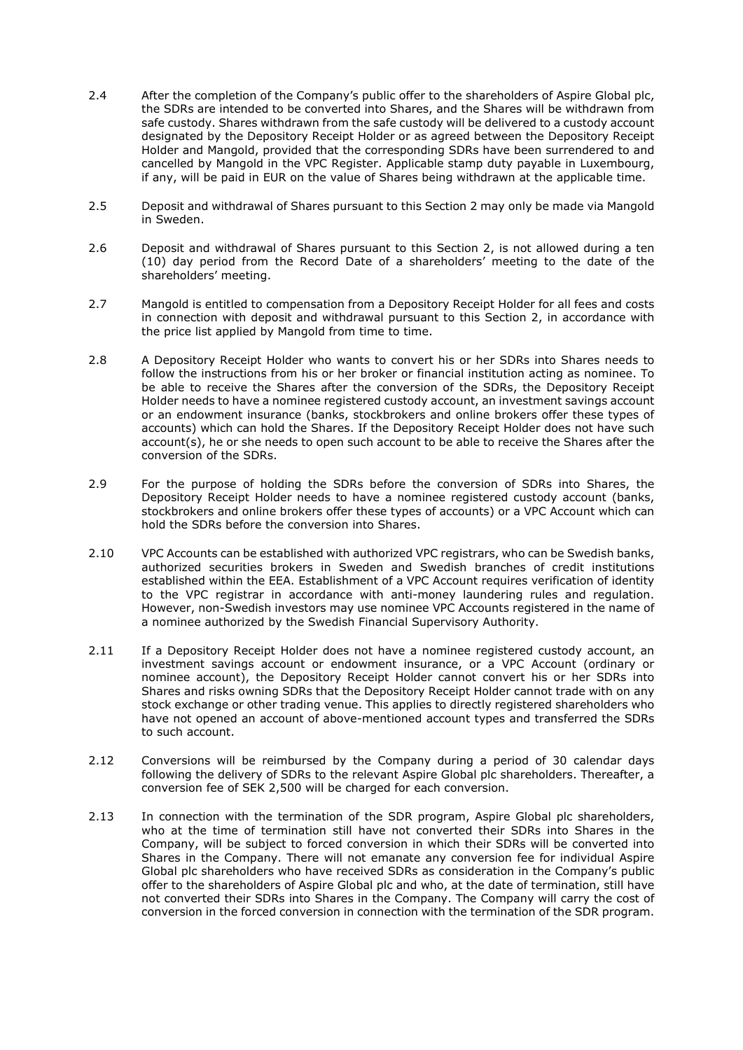2.4 After the completion of the Company's public offer to the shareholders of Aspire Global plc, the SDRs are intended to be converted into Shares, and the Shares will be withdrawn from safe custody. Shares withdrawn from the safe custody will be delivered to a custody account designated by the Depository Receipt Holder or as agreed between the Depository Receipt Holder and Mangold, provided that the corresponding SDRs have been surrendered to and cancelled by Mangold in the VPC Register. Applicable stamp duty payable in Luxembourg, if any, will be paid in EUR on the value of Shares being withdrawn at the applicable time.

2.5 Deposit and withdrawal of Shares pursuant to this Section 2 may only be made via Mangold in Sweden.

2.6 Deposit and withdrawal of Shares pursuant to this Section 2, is not allowed during a ten (10) day period from the Record Date of a shareholders' meeting to the date of the shareholders' meeting.

2.7 Mangold is entitled to compensation from a Depository Receipt Holder for all fees and costs in connection with deposit and withdrawal pursuant to this Section 2, in accordance with the price list applied by Mangold from time to time.

2.8 A Depository Receipt Holder who wants to convert his or her SDRs into Shares needs to follow the instructions from his or her broker or financial institution acting as nominee. To be able to receive the Shares after the conversion of the SDRs, the Depository Receipt Holder needs to have a nominee registered custody account, an investment savings account or an endowment insurance (banks, stockbrokers and online brokers offer these types of accounts) which can hold the Shares. If the Depository Receipt Holder does not have such account(s), he or she needs to open such account to be able to receive the Shares after the conversion of the SDRs.

2.9 For the purpose of holding the SDRs before the conversion of SDRs into Shares, the Depository Receipt Holder needs to have a nominee registered custody account (banks, stockbrokers and online brokers offer these types of accounts) or a VPC Account which can hold the SDRs before the conversion into Shares.

2.10 VPC Accounts can be established with authorized VPC registrars, who can be Swedish banks, authorized securities brokers in Sweden and Swedish branches of credit institutions established within the EEA. Establishment of a VPC Account requires verification of identity to the VPC registrar in accordance with anti-money laundering rules and regulation. However, non-Swedish investors may use nominee VPC Accounts registered in the name of a nominee authorized by the Swedish Financial Supervisory Authority.

2.11 If a Depository Receipt Holder does not have a nominee registered custody account, an investment savings account or endowment insurance, or a VPC Account (ordinary or nominee account), the Depository Receipt Holder cannot convert his or her SDRs into Shares and risks owning SDRs that the Depository Receipt Holder cannot trade with on any stock exchange or other trading venue. This applies to directly registered shareholders who have not opened an account of above-mentioned account types and transferred the SDRs to such account.

2.12 Conversions will be reimbursed by the Company during a period of 30 calendar days following the delivery of SDRs to the relevant Aspire Global plc shareholders. Thereafter, a conversion fee of SEK 2,500 will be charged for each conversion.

2.13 In connection with the termination of the SDR program, Aspire Global plc shareholders, who at the time of termination still have not converted their SDRs into Shares in the Company, will be subject to forced conversion in which their SDRs will be converted into Shares in the Company. There will not emanate any conversion fee for individual Aspire Global plc shareholders who have received SDRs as consideration in the Company's public offer to the shareholders of Aspire Global plc and who, at the date of termination, still have not converted their SDRs into Shares in the Company. The Company will carry the cost of conversion in the forced conversion in connection with the termination of the SDR program.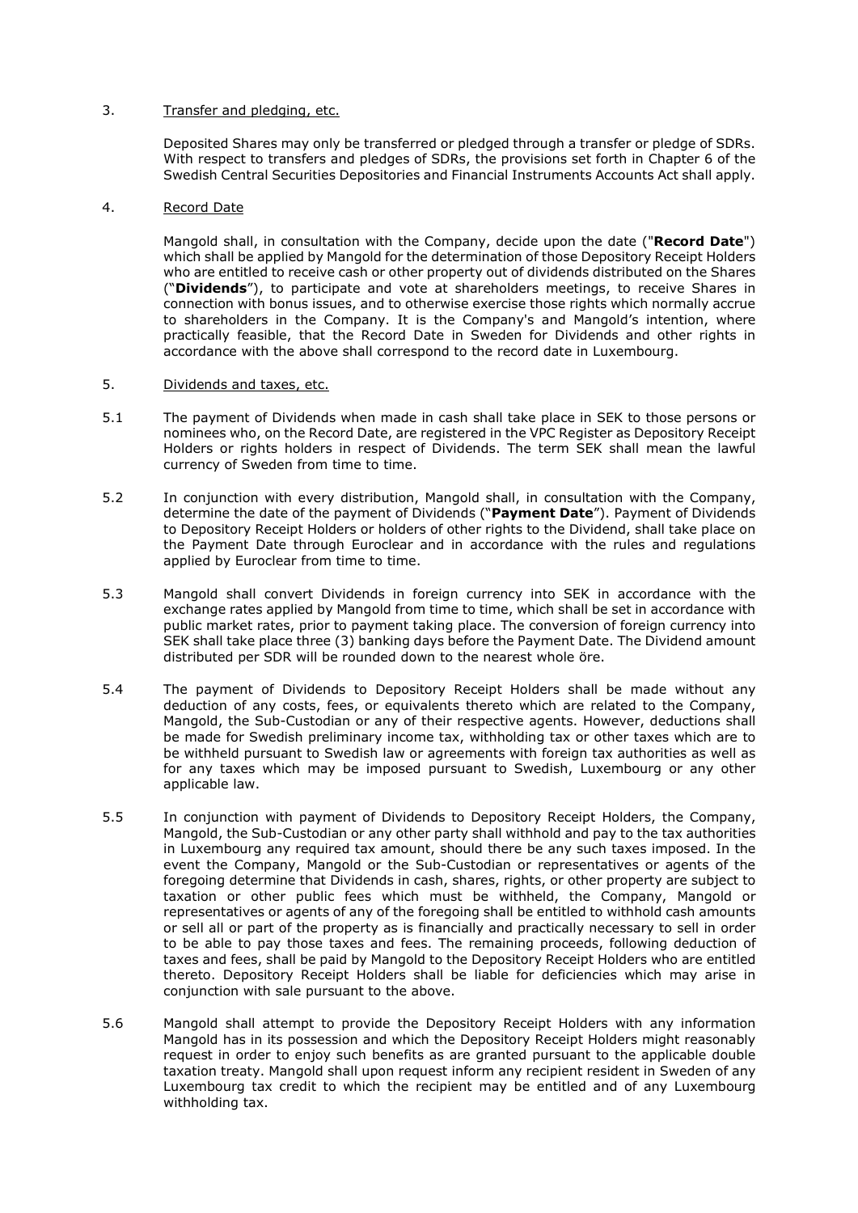3. <u>Transfer and pledging, etc.</u>

   Deposited Shares may only be transferred or pledged through a transfer or pledge of SDRs. With respect to transfers and pledges of SDRs, the provisions set forth in Chapter 6 of the Swedish Central Securities Depositories and Financial Instruments Accounts Act shall apply.

4. <u>Record Date</u>

   Mangold shall, in consultation with the Company, decide upon the date ("**Record Date**") which shall be applied by Mangold for the determination of those Depository Receipt Holders who are entitled to receive cash or other property out of dividends distributed on the Shares ("**Dividends**"), to participate and vote at shareholders meetings, to receive Shares in connection with bonus issues, and to otherwise exercise those rights which normally accrue to shareholders in the Company. It is the Company's and Mangold's intention, where practically feasible, that the Record Date in Sweden for Dividends and other rights in accordance with the above shall correspond to the record date in Luxembourg.

5. <u>Dividends and taxes, etc.</u>

5.1 The payment of Dividends when made in cash shall take place in SEK to those persons or nominees who, on the Record Date, are registered in the VPC Register as Depository Receipt Holders or rights holders in respect of Dividends. The term SEK shall mean the lawful currency of Sweden from time to time.

5.2 In conjunction with every distribution, Mangold shall, in consultation with the Company, determine the date of the payment of Dividends ("**Payment Date**"). Payment of Dividends to Depository Receipt Holders or holders of other rights to the Dividend, shall take place on the Payment Date through Euroclear and in accordance with the rules and regulations applied by Euroclear from time to time.

5.3 Mangold shall convert Dividends in foreign currency into SEK in accordance with the exchange rates applied by Mangold from time to time, which shall be set in accordance with public market rates, prior to payment taking place. The conversion of foreign currency into SEK shall take place three (3) banking days before the Payment Date. The Dividend amount distributed per SDR will be rounded down to the nearest whole öre.

5.4 The payment of Dividends to Depository Receipt Holders shall be made without any deduction of any costs, fees, or equivalents thereto which are related to the Company, Mangold, the Sub-Custodian or any of their respective agents. However, deductions shall be made for Swedish preliminary income tax, withholding tax or other taxes which are to be withheld pursuant to Swedish law or agreements with foreign tax authorities as well as for any taxes which may be imposed pursuant to Swedish, Luxembourg or any other applicable law.

5.5 In conjunction with payment of Dividends to Depository Receipt Holders, the Company, Mangold, the Sub-Custodian or any other party shall withhold and pay to the tax authorities in Luxembourg any required tax amount, should there be any such taxes imposed. In the event the Company, Mangold or the Sub-Custodian or representatives or agents of the foregoing determine that Dividends in cash, shares, rights, or other property are subject to taxation or other public fees which must be withheld, the Company, Mangold or representatives or agents of any of the foregoing shall be entitled to withhold cash amounts or sell all or part of the property as is financially and practically necessary to sell in order to be able to pay those taxes and fees. The remaining proceeds, following deduction of taxes and fees, shall be paid by Mangold to the Depository Receipt Holders who are entitled thereto. Depository Receipt Holders shall be liable for deficiencies which may arise in conjunction with sale pursuant to the above.

5.6 Mangold shall attempt to provide the Depository Receipt Holders with any information Mangold has in its possession and which the Depository Receipt Holders might reasonably request in order to enjoy such benefits as are granted pursuant to the applicable double taxation treaty. Mangold shall upon request inform any recipient resident in Sweden of any Luxembourg tax credit to which the recipient may be entitled and of any Luxembourg withholding tax.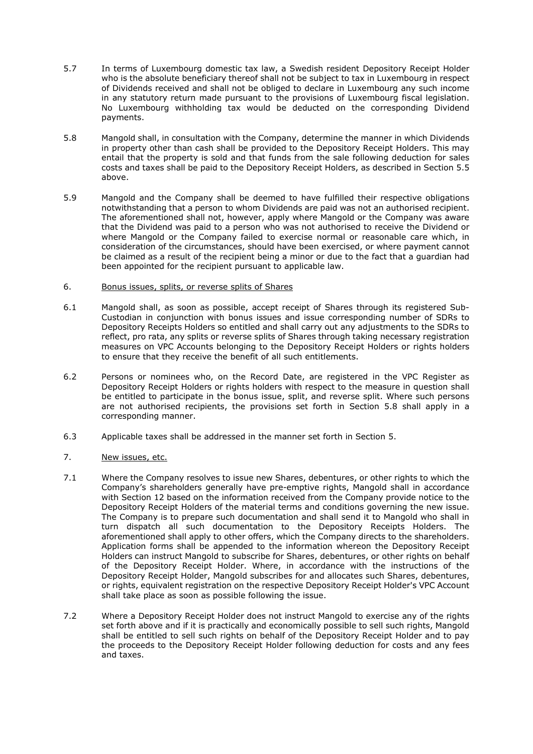5.7 In terms of Luxembourg domestic tax law, a Swedish resident Depository Receipt Holder who is the absolute beneficiary thereof shall not be subject to tax in Luxembourg in respect of Dividends received and shall not be obliged to declare in Luxembourg any such income in any statutory return made pursuant to the provisions of Luxembourg fiscal legislation. No Luxembourg withholding tax would be deducted on the corresponding Dividend payments.

5.8 Mangold shall, in consultation with the Company, determine the manner in which Dividends in property other than cash shall be provided to the Depository Receipt Holders. This may entail that the property is sold and that funds from the sale following deduction for sales costs and taxes shall be paid to the Depository Receipt Holders, as described in Section 5.5 above.

5.9 Mangold and the Company shall be deemed to have fulfilled their respective obligations notwithstanding that a person to whom Dividends are paid was not an authorised recipient. The aforementioned shall not, however, apply where Mangold or the Company was aware that the Dividend was paid to a person who was not authorised to receive the Dividend or where Mangold or the Company failed to exercise normal or reasonable care which, in consideration of the circumstances, should have been exercised, or where payment cannot be claimed as a result of the recipient being a minor or due to the fact that a guardian had been appointed for the recipient pursuant to applicable law.

6. <u>Bonus issues, splits, or reverse splits of Shares</u>

6.1 Mangold shall, as soon as possible, accept receipt of Shares through its registered Sub-Custodian in conjunction with bonus issues and issue corresponding number of SDRs to Depository Receipts Holders so entitled and shall carry out any adjustments to the SDRs to reflect, pro rata, any splits or reverse splits of Shares through taking necessary registration measures on VPC Accounts belonging to the Depository Receipt Holders or rights holders to ensure that they receive the benefit of all such entitlements.

6.2 Persons or nominees who, on the Record Date, are registered in the VPC Register as Depository Receipt Holders or rights holders with respect to the measure in question shall be entitled to participate in the bonus issue, split, and reverse split. Where such persons are not authorised recipients, the provisions set forth in Section 5.8 shall apply in a corresponding manner.

6.3 Applicable taxes shall be addressed in the manner set forth in Section 5.

7. <u>New issues, etc.</u>

7.1 Where the Company resolves to issue new Shares, debentures, or other rights to which the Company's shareholders generally have pre-emptive rights, Mangold shall in accordance with Section 12 based on the information received from the Company provide notice to the Depository Receipt Holders of the material terms and conditions governing the new issue. The Company is to prepare such documentation and shall send it to Mangold who shall in turn dispatch all such documentation to the Depository Receipts Holders. The aforementioned shall apply to other offers, which the Company directs to the shareholders. Application forms shall be appended to the information whereon the Depository Receipt Holders can instruct Mangold to subscribe for Shares, debentures, or other rights on behalf of the Depository Receipt Holder. Where, in accordance with the instructions of the Depository Receipt Holder, Mangold subscribes for and allocates such Shares, debentures, or rights, equivalent registration on the respective Depository Receipt Holder's VPC Account shall take place as soon as possible following the issue.

7.2 Where a Depository Receipt Holder does not instruct Mangold to exercise any of the rights set forth above and if it is practically and economically possible to sell such rights, Mangold shall be entitled to sell such rights on behalf of the Depository Receipt Holder and to pay the proceeds to the Depository Receipt Holder following deduction for costs and any fees and taxes.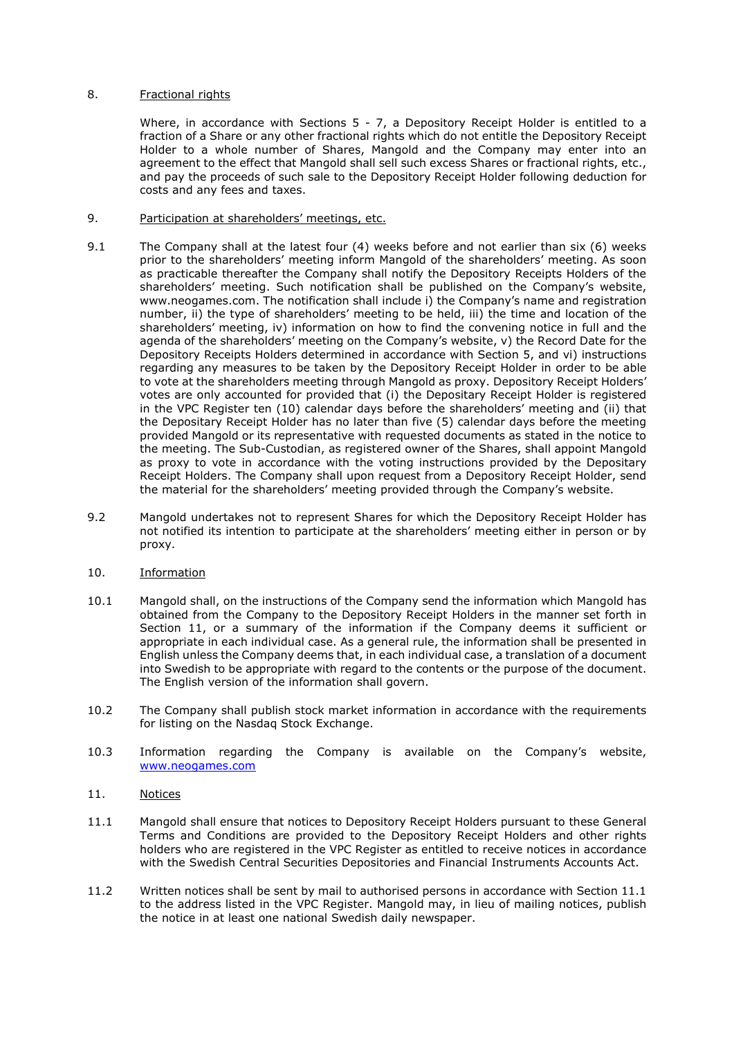8. Fractional rights

Where, in accordance with Sections 5 - 7, a Depository Receipt Holder is entitled to a fraction of a Share or any other fractional rights which do not entitle the Depository Receipt Holder to a whole number of Shares, Mangold and the Company may enter into an agreement to the effect that Mangold shall sell such excess Shares or fractional rights, etc., and pay the proceeds of such sale to the Depository Receipt Holder following deduction for costs and any fees and taxes.

9. Participation at shareholders' meetings, etc.

9.1 The Company shall at the latest four (4) weeks before and not earlier than six (6) weeks prior to the shareholders' meeting inform Mangold of the shareholders' meeting. As soon as practicable thereafter the Company shall notify the Depository Receipts Holders of the shareholders' meeting. Such notification shall be published on the Company's website, www.neogames.com. The notification shall include i) the Company's name and registration number, ii) the type of shareholders' meeting to be held, iii) the time and location of the shareholders' meeting, iv) information on how to find the convening notice in full and the agenda of the shareholders' meeting on the Company's website, v) the Record Date for the Depository Receipts Holders determined in accordance with Section 5, and vi) instructions regarding any measures to be taken by the Depository Receipt Holder in order to be able to vote at the shareholders meeting through Mangold as proxy. Depository Receipt Holders' votes are only accounted for provided that (i) the Depositary Receipt Holder is registered in the VPC Register ten (10) calendar days before the shareholders' meeting and (ii) that the Depositary Receipt Holder has no later than five (5) calendar days before the meeting provided Mangold or its representative with requested documents as stated in the notice to the meeting. The Sub-Custodian, as registered owner of the Shares, shall appoint Mangold as proxy to vote in accordance with the voting instructions provided by the Depositary Receipt Holders. The Company shall upon request from a Depository Receipt Holder, send the material for the shareholders' meeting provided through the Company's website.

9.2 Mangold undertakes not to represent Shares for which the Depository Receipt Holder has not notified its intention to participate at the shareholders' meeting either in person or by proxy.

10. Information

10.1 Mangold shall, on the instructions of the Company send the information which Mangold has obtained from the Company to the Depository Receipt Holders in the manner set forth in Section 11, or a summary of the information if the Company deems it sufficient or appropriate in each individual case. As a general rule, the information shall be presented in English unless the Company deems that, in each individual case, a translation of a document into Swedish to be appropriate with regard to the contents or the purpose of the document. The English version of the information shall govern.

10.2 The Company shall publish stock market information in accordance with the requirements for listing on the Nasdaq Stock Exchange.

10.3 Information regarding the Company is available on the Company's website, www.neogames.com

11. Notices

11.1 Mangold shall ensure that notices to Depository Receipt Holders pursuant to these General Terms and Conditions are provided to the Depository Receipt Holders and other rights holders who are registered in the VPC Register as entitled to receive notices in accordance with the Swedish Central Securities Depositories and Financial Instruments Accounts Act.

11.2 Written notices shall be sent by mail to authorised persons in accordance with Section 11.1 to the address listed in the VPC Register. Mangold may, in lieu of mailing notices, publish the notice in at least one national Swedish daily newspaper.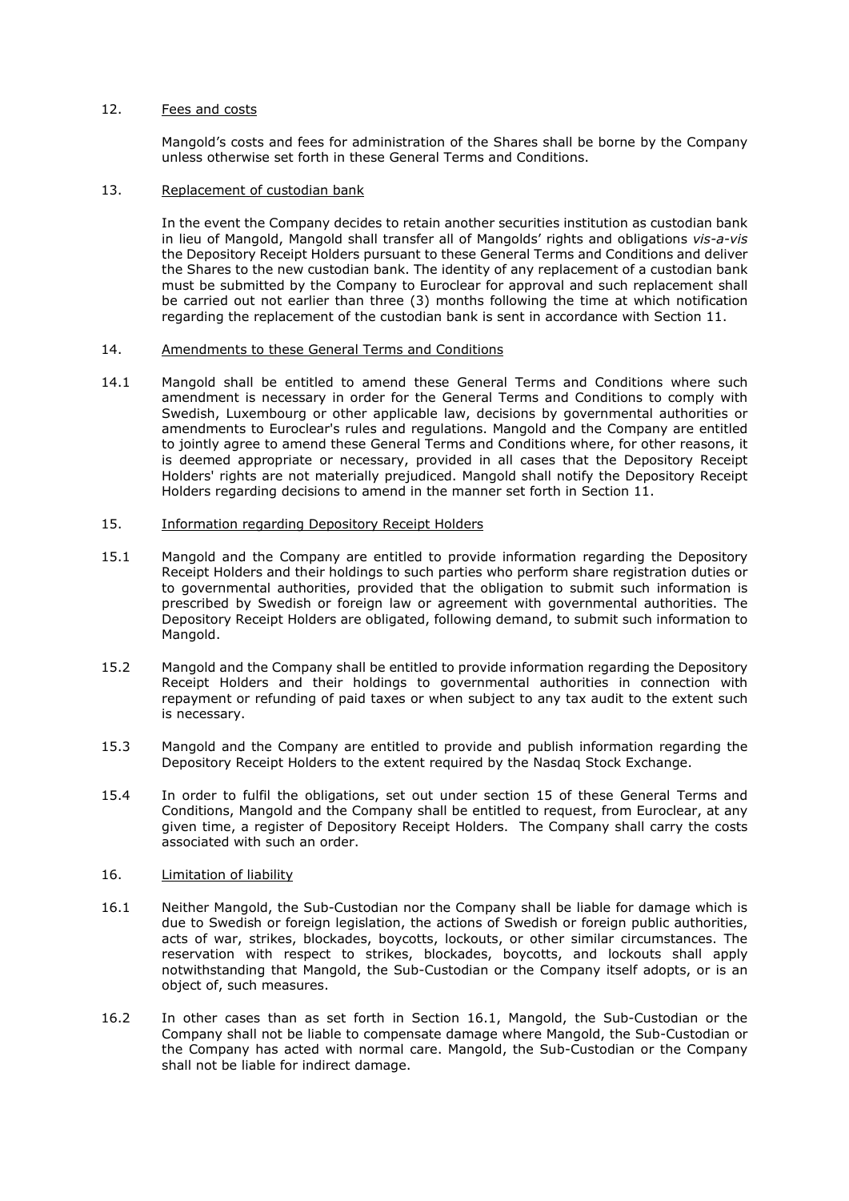12. <u>Fees and costs</u>

Mangold's costs and fees for administration of the Shares shall be borne by the Company unless otherwise set forth in these General Terms and Conditions.

13. <u>Replacement of custodian bank</u>

In the event the Company decides to retain another securities institution as custodian bank in lieu of Mangold, Mangold shall transfer all of Mangolds' rights and obligations *vis-a-vis* the Depository Receipt Holders pursuant to these General Terms and Conditions and deliver the Shares to the new custodian bank. The identity of any replacement of a custodian bank must be submitted by the Company to Euroclear for approval and such replacement shall be carried out not earlier than three (3) months following the time at which notification regarding the replacement of the custodian bank is sent in accordance with Section 11.

14. <u>Amendments to these General Terms and Conditions</u>

14.1 Mangold shall be entitled to amend these General Terms and Conditions where such amendment is necessary in order for the General Terms and Conditions to comply with Swedish, Luxembourg or other applicable law, decisions by governmental authorities or amendments to Euroclear's rules and regulations. Mangold and the Company are entitled to jointly agree to amend these General Terms and Conditions where, for other reasons, it is deemed appropriate or necessary, provided in all cases that the Depository Receipt Holders' rights are not materially prejudiced. Mangold shall notify the Depository Receipt Holders regarding decisions to amend in the manner set forth in Section 11.

15. <u>Information regarding Depository Receipt Holders</u>

15.1 Mangold and the Company are entitled to provide information regarding the Depository Receipt Holders and their holdings to such parties who perform share registration duties or to governmental authorities, provided that the obligation to submit such information is prescribed by Swedish or foreign law or agreement with governmental authorities. The Depository Receipt Holders are obligated, following demand, to submit such information to Mangold.

15.2 Mangold and the Company shall be entitled to provide information regarding the Depository Receipt Holders and their holdings to governmental authorities in connection with repayment or refunding of paid taxes or when subject to any tax audit to the extent such is necessary.

15.3 Mangold and the Company are entitled to provide and publish information regarding the Depository Receipt Holders to the extent required by the Nasdaq Stock Exchange.

15.4 In order to fulfil the obligations, set out under section 15 of these General Terms and Conditions, Mangold and the Company shall be entitled to request, from Euroclear, at any given time, a register of Depository Receipt Holders. The Company shall carry the costs associated with such an order.

16. <u>Limitation of liability</u>

16.1 Neither Mangold, the Sub-Custodian nor the Company shall be liable for damage which is due to Swedish or foreign legislation, the actions of Swedish or foreign public authorities, acts of war, strikes, blockades, boycotts, lockouts, or other similar circumstances. The reservation with respect to strikes, blockades, boycotts, and lockouts shall apply notwithstanding that Mangold, the Sub-Custodian or the Company itself adopts, or is an object of, such measures.

16.2 In other cases than as set forth in Section 16.1, Mangold, the Sub-Custodian or the Company shall not be liable to compensate damage where Mangold, the Sub-Custodian or the Company has acted with normal care. Mangold, the Sub-Custodian or the Company shall not be liable for indirect damage.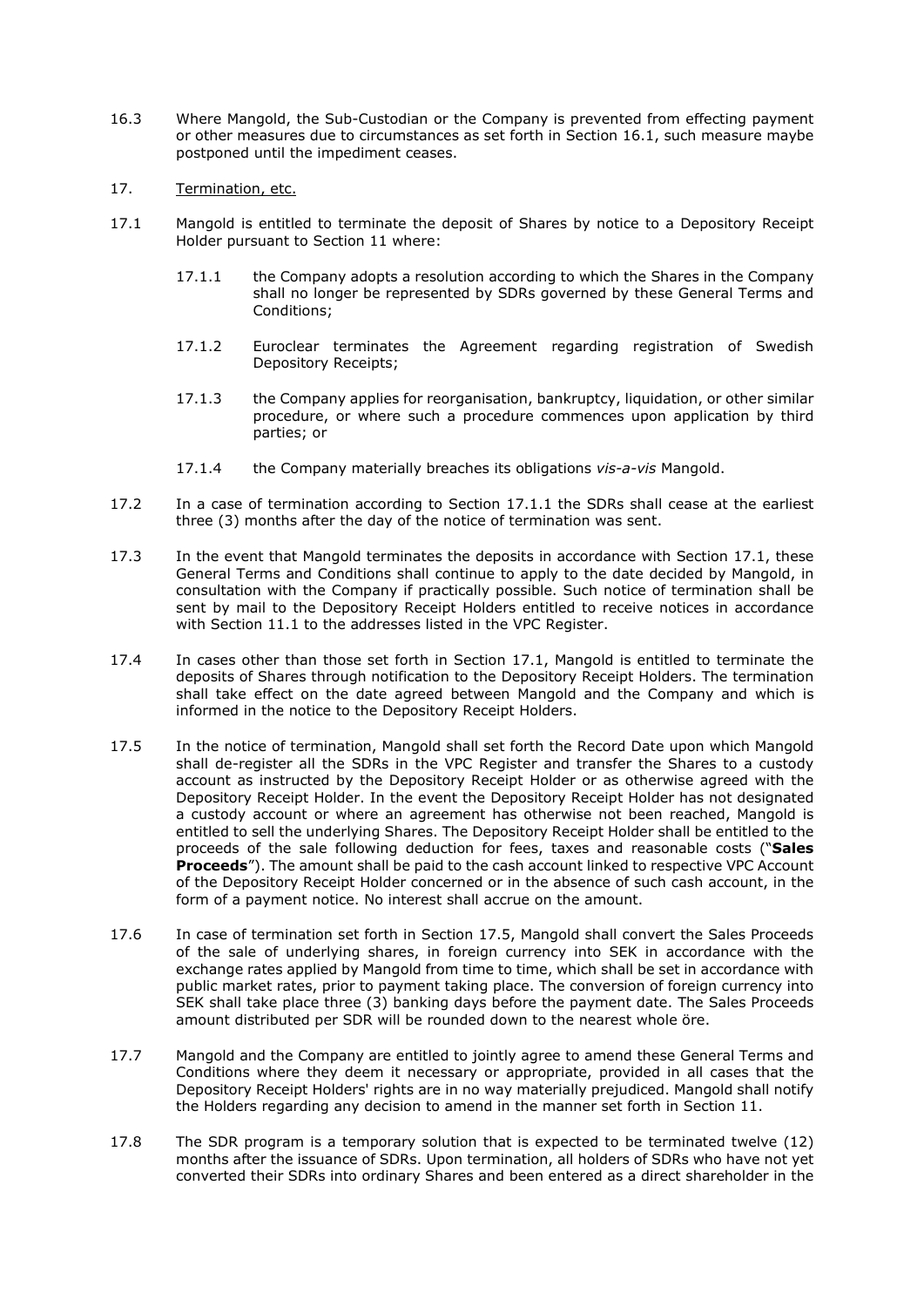16.3 Where Mangold, the Sub-Custodian or the Company is prevented from effecting payment or other measures due to circumstances as set forth in Section 16.1, such measure maybe postponed until the impediment ceases.

17. Termination, etc.

17.1 Mangold is entitled to terminate the deposit of Shares by notice to a Depository Receipt Holder pursuant to Section 11 where:

17.1.1 the Company adopts a resolution according to which the Shares in the Company shall no longer be represented by SDRs governed by these General Terms and Conditions;

17.1.2 Euroclear terminates the Agreement regarding registration of Swedish Depository Receipts;

17.1.3 the Company applies for reorganisation, bankruptcy, liquidation, or other similar procedure, or where such a procedure commences upon application by third parties; or

17.1.4 the Company materially breaches its obligations *vis-a-vis* Mangold.

17.2 In a case of termination according to Section 17.1.1 the SDRs shall cease at the earliest three (3) months after the day of the notice of termination was sent.

17.3 In the event that Mangold terminates the deposits in accordance with Section 17.1, these General Terms and Conditions shall continue to apply to the date decided by Mangold, in consultation with the Company if practically possible. Such notice of termination shall be sent by mail to the Depository Receipt Holders entitled to receive notices in accordance with Section 11.1 to the addresses listed in the VPC Register.

17.4 In cases other than those set forth in Section 17.1, Mangold is entitled to terminate the deposits of Shares through notification to the Depository Receipt Holders. The termination shall take effect on the date agreed between Mangold and the Company and which is informed in the notice to the Depository Receipt Holders.

17.5 In the notice of termination, Mangold shall set forth the Record Date upon which Mangold shall de-register all the SDRs in the VPC Register and transfer the Shares to a custody account as instructed by the Depository Receipt Holder or as otherwise agreed with the Depository Receipt Holder. In the event the Depository Receipt Holder has not designated a custody account or where an agreement has otherwise not been reached, Mangold is entitled to sell the underlying Shares. The Depository Receipt Holder shall be entitled to the proceeds of the sale following deduction for fees, taxes and reasonable costs ("**Sales Proceeds**"). The amount shall be paid to the cash account linked to respective VPC Account of the Depository Receipt Holder concerned or in the absence of such cash account, in the form of a payment notice. No interest shall accrue on the amount.

17.6 In case of termination set forth in Section 17.5, Mangold shall convert the Sales Proceeds of the sale of underlying shares, in foreign currency into SEK in accordance with the exchange rates applied by Mangold from time to time, which shall be set in accordance with public market rates, prior to payment taking place. The conversion of foreign currency into SEK shall take place three (3) banking days before the payment date. The Sales Proceeds amount distributed per SDR will be rounded down to the nearest whole öre.

17.7 Mangold and the Company are entitled to jointly agree to amend these General Terms and Conditions where they deem it necessary or appropriate, provided in all cases that the Depository Receipt Holders' rights are in no way materially prejudiced. Mangold shall notify the Holders regarding any decision to amend in the manner set forth in Section 11.

17.8 The SDR program is a temporary solution that is expected to be terminated twelve (12) months after the issuance of SDRs. Upon termination, all holders of SDRs who have not yet converted their SDRs into ordinary Shares and been entered as a direct shareholder in the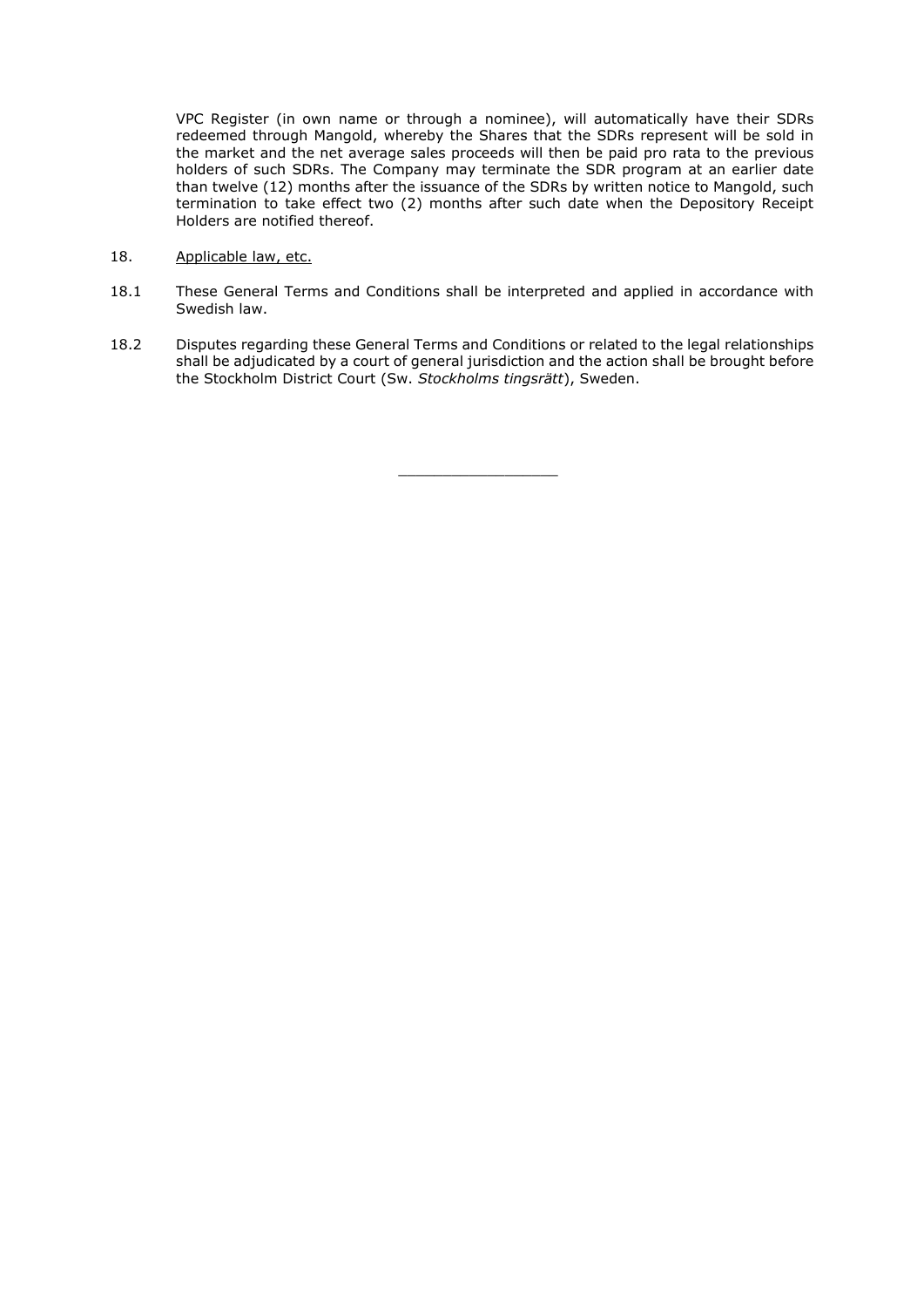VPC Register (in own name or through a nominee), will automatically have their SDRs redeemed through Mangold, whereby the Shares that the SDRs represent will be sold in the market and the net average sales proceeds will then be paid pro rata to the previous holders of such SDRs. The Company may terminate the SDR program at an earlier date than twelve (12) months after the issuance of the SDRs by written notice to Mangold, such termination to take effect two (2) months after such date when the Depository Receipt Holders are notified thereof.

18. Applicable law, etc.

18.1 These General Terms and Conditions shall be interpreted and applied in accordance with Swedish law.

18.2 Disputes regarding these General Terms and Conditions or related to the legal relationships shall be adjudicated by a court of general jurisdiction and the action shall be brought before the Stockholm District Court (Sw. *Stockholms tingsrätt*), Sweden.

\_\_\_\_\_\_\_\_\_\_\_\_\_\_\_\_\_\_